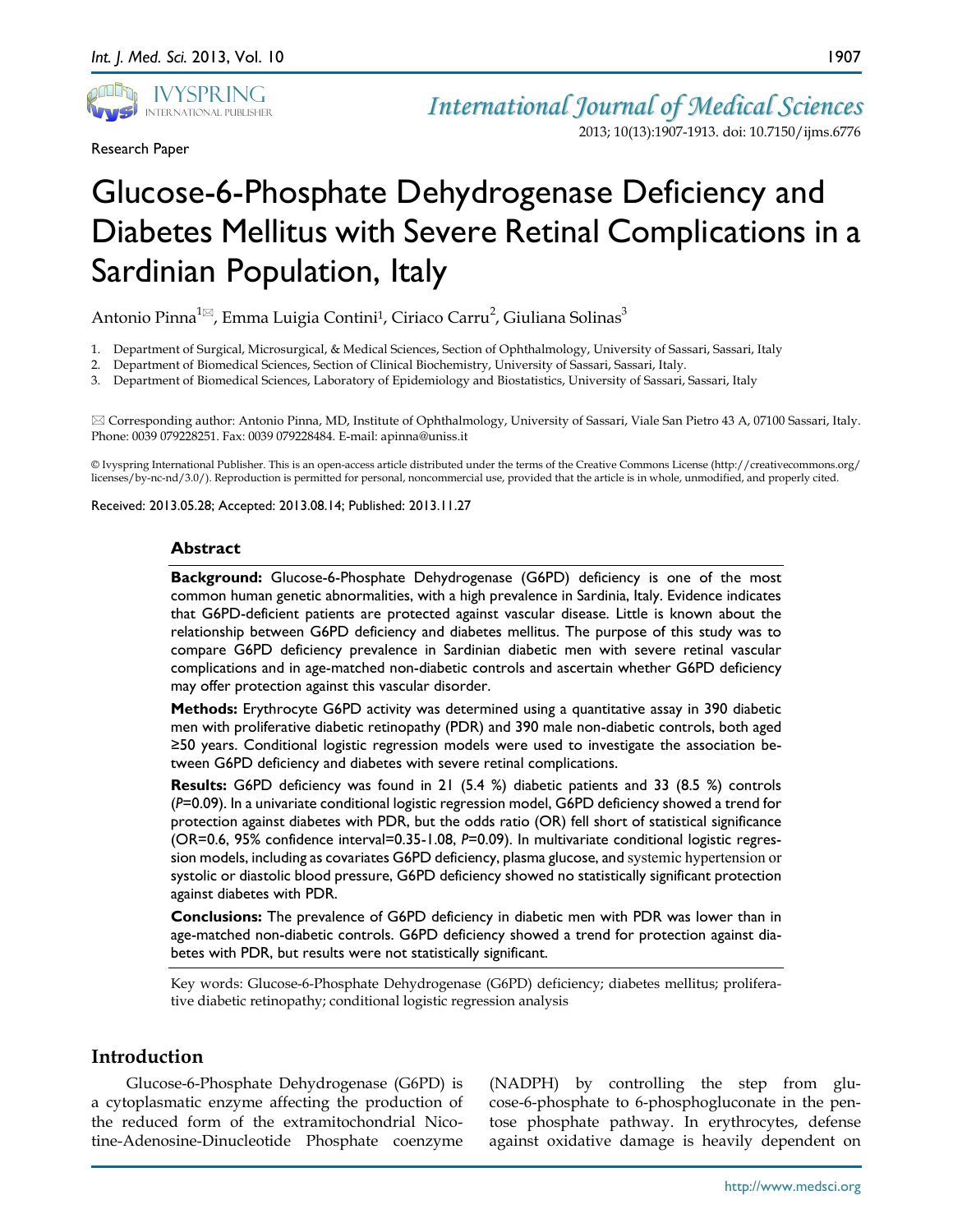Research Paper

# Glucose-6-Phosphate Dehydrogenase Deficiency and Diabetes Mellitus with Severe Retinal Complications in a Sardinian Population, Italy

Antonio Pinna[1]✉, Emma Luigia Contini[1], Ciriaco Carru[2], Giuliana Solinas[3]

1. Department of Surgical, Microsurgical, & Medical Sciences, Section of Ophthalmology, University of Sassari, Sassari, Italy
2. Department of Biomedical Sciences, Section of Clinical Biochemistry, University of Sassari, Sassari, Italy.
3. Department of Biomedical Sciences, Laboratory of Epidemiology and Biostatistics, University of Sassari, Sassari, Italy

✉ Corresponding author: Antonio Pinna, MD, Institute of Ophthalmology, University of Sassari, Viale San Pietro 43 A, 07100 Sassari, Italy. Phone: 0039 079228251. Fax: 0039 079228484. E-mail: apinna@uniss.it

© Ivyspring International Publisher. This is an open-access article distributed under the terms of the Creative Commons License (http://creativecommons.org/licenses/by-nc-nd/3.0/). Reproduction is permitted for personal, noncommercial use, provided that the article is in whole, unmodified, and properly cited.

Received: 2013.05.28; Accepted: 2013.08.14; Published: 2013.11.27

## Abstract

**Background:** Glucose-6-Phosphate Dehydrogenase (G6PD) deficiency is one of the most common human genetic abnormalities, with a high prevalence in Sardinia, Italy. Evidence indicates that G6PD-deficient patients are protected against vascular disease. Little is known about the relationship between G6PD deficiency and diabetes mellitus. The purpose of this study was to compare G6PD deficiency prevalence in Sardinian diabetic men with severe retinal vascular complications and in age-matched non-diabetic controls and ascertain whether G6PD deficiency may offer protection against this vascular disorder.

**Methods:** Erythrocyte G6PD activity was determined using a quantitative assay in 390 diabetic men with proliferative diabetic retinopathy (PDR) and 390 male non-diabetic controls, both aged ≥50 years. Conditional logistic regression models were used to investigate the association between G6PD deficiency and diabetes with severe retinal complications.

**Results:** G6PD deficiency was found in 21 (5.4 %) diabetic patients and 33 (8.5 %) controls ($P$=0.09). In a univariate conditional logistic regression model, G6PD deficiency showed a trend for protection against diabetes with PDR, but the odds ratio (OR) fell short of statistical significance (OR=0.6, 95% confidence interval=0.35-1.08, $P$=0.09). In multivariate conditional logistic regression models, including as covariates G6PD deficiency, plasma glucose, and systemic hypertension or systolic or diastolic blood pressure, G6PD deficiency showed no statistically significant protection against diabetes with PDR.

**Conclusions:** The prevalence of G6PD deficiency in diabetic men with PDR was lower than in age-matched non-diabetic controls. G6PD deficiency showed a trend for protection against diabetes with PDR, but results were not statistically significant.

Key words: Glucose-6-Phosphate Dehydrogenase (G6PD) deficiency; diabetes mellitus; proliferative diabetic retinopathy; conditional logistic regression analysis

## Introduction

Glucose-6-Phosphate Dehydrogenase (G6PD) is a cytoplasmatic enzyme affecting the production of the reduced form of the extramitochondrial Nicotine-Adenosine-Dinucleotide Phosphate coenzyme (NADPH) by controlling the step from glucose-6-phosphate to 6-phosphogluconate in the pentose phosphate pathway. In erythrocytes, defense against oxidative damage is heavily dependent on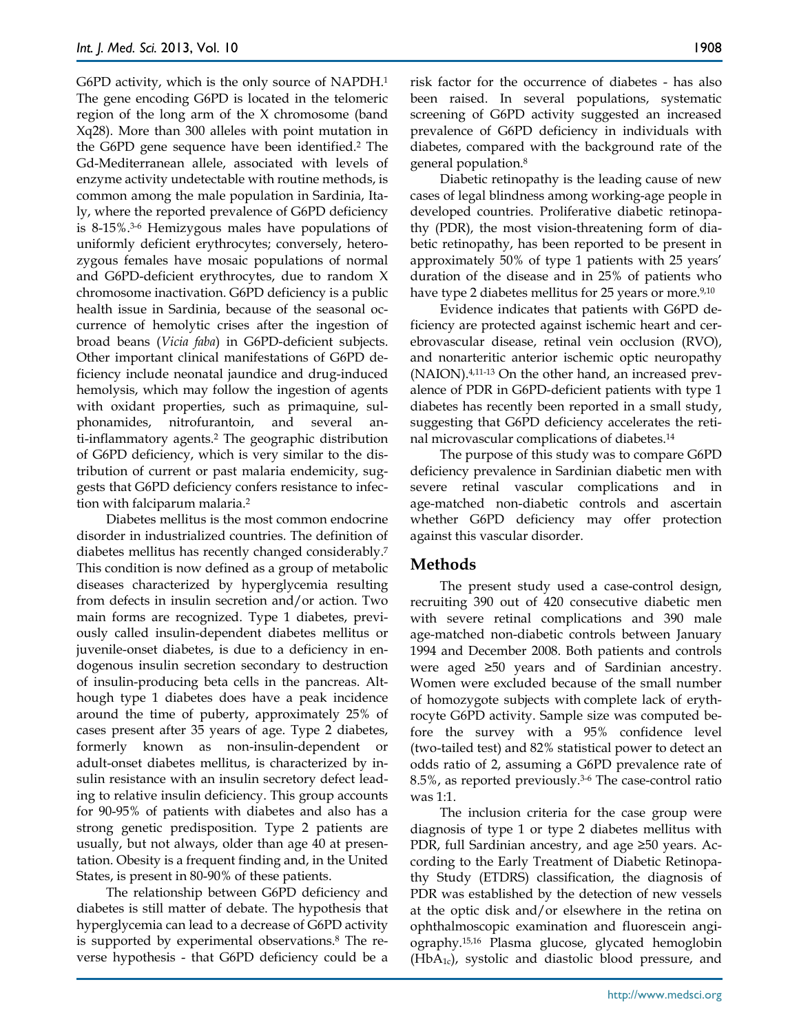G6PD activity, which is the only source of NAPDH.[1] The gene encoding G6PD is located in the telomeric region of the long arm of the X chromosome (band Xq28). More than 300 alleles with point mutation in the G6PD gene sequence have been identified.[2] The Gd-Mediterranean allele, associated with levels of enzyme activity undetectable with routine methods, is common among the male population in Sardinia, Italy, where the reported prevalence of G6PD deficiency is 8-15%.[3-6] Hemizygous males have populations of uniformly deficient erythrocytes; conversely, heterozygous females have mosaic populations of normal and G6PD-deficient erythrocytes, due to random X chromosome inactivation. G6PD deficiency is a public health issue in Sardinia, because of the seasonal occurrence of hemolytic crises after the ingestion of broad beans (*Vicia faba*) in G6PD-deficient subjects. Other important clinical manifestations of G6PD deficiency include neonatal jaundice and drug-induced hemolysis, which may follow the ingestion of agents with oxidant properties, such as primaquine, sulphonamides, nitrofurantoin, and several anti-inflammatory agents.[2] The geographic distribution of G6PD deficiency, which is very similar to the distribution of current or past malaria endemicity, suggests that G6PD deficiency confers resistance to infection with falciparum malaria.[2]

Diabetes mellitus is the most common endocrine disorder in industrialized countries. The definition of diabetes mellitus has recently changed considerably.[7] This condition is now defined as a group of metabolic diseases characterized by hyperglycemia resulting from defects in insulin secretion and/or action. Two main forms are recognized. Type 1 diabetes, previously called insulin-dependent diabetes mellitus or juvenile-onset diabetes, is due to a deficiency in endogenous insulin secretion secondary to destruction of insulin-producing beta cells in the pancreas. Although type 1 diabetes does have a peak incidence around the time of puberty, approximately 25% of cases present after 35 years of age. Type 2 diabetes, formerly known as non-insulin-dependent or adult-onset diabetes mellitus, is characterized by insulin resistance with an insulin secretory defect leading to relative insulin deficiency. This group accounts for 90-95% of patients with diabetes and also has a strong genetic predisposition. Type 2 patients are usually, but not always, older than age 40 at presentation. Obesity is a frequent finding and, in the United States, is present in 80-90% of these patients.

The relationship between G6PD deficiency and diabetes is still matter of debate. The hypothesis that hyperglycemia can lead to a decrease of G6PD activity is supported by experimental observations.[8] The reverse hypothesis - that G6PD deficiency could be a risk factor for the occurrence of diabetes - has also been raised. In several populations, systematic screening of G6PD activity suggested an increased prevalence of G6PD deficiency in individuals with diabetes, compared with the background rate of the general population.[8]

Diabetic retinopathy is the leading cause of new cases of legal blindness among working-age people in developed countries. Proliferative diabetic retinopathy (PDR), the most vision-threatening form of diabetic retinopathy, has been reported to be present in approximately 50% of type 1 patients with 25 years' duration of the disease and in 25% of patients who have type 2 diabetes mellitus for 25 years or more.[9,10]

Evidence indicates that patients with G6PD deficiency are protected against ischemic heart and cerebrovascular disease, retinal vein occlusion (RVO), and nonarteritic anterior ischemic optic neuropathy (NAION).[4,11-13] On the other hand, an increased prevalence of PDR in G6PD-deficient patients with type 1 diabetes has recently been reported in a small study, suggesting that G6PD deficiency accelerates the retinal microvascular complications of diabetes.[14]

The purpose of this study was to compare G6PD deficiency prevalence in Sardinian diabetic men with severe retinal vascular complications and in age-matched non-diabetic controls and ascertain whether G6PD deficiency may offer protection against this vascular disorder.

## Methods

The present study used a case-control design, recruiting 390 out of 420 consecutive diabetic men with severe retinal complications and 390 male age-matched non-diabetic controls between January 1994 and December 2008. Both patients and controls were aged ≥50 years and of Sardinian ancestry. Women were excluded because of the small number of homozygote subjects with complete lack of erythrocyte G6PD activity. Sample size was computed before the survey with a 95% confidence level (two-tailed test) and 82% statistical power to detect an odds ratio of 2, assuming a G6PD prevalence rate of 8.5%, as reported previously.[3-6] The case-control ratio was 1:1.

The inclusion criteria for the case group were diagnosis of type 1 or type 2 diabetes mellitus with PDR, full Sardinian ancestry, and age ≥50 years. According to the Early Treatment of Diabetic Retinopathy Study (ETDRS) classification, the diagnosis of PDR was established by the detection of new vessels at the optic disk and/or elsewhere in the retina on ophthalmoscopic examination and fluorescein angiography.[15,16] Plasma glucose, glycated hemoglobin ($HbA_{1c}$), systolic and diastolic blood pressure, and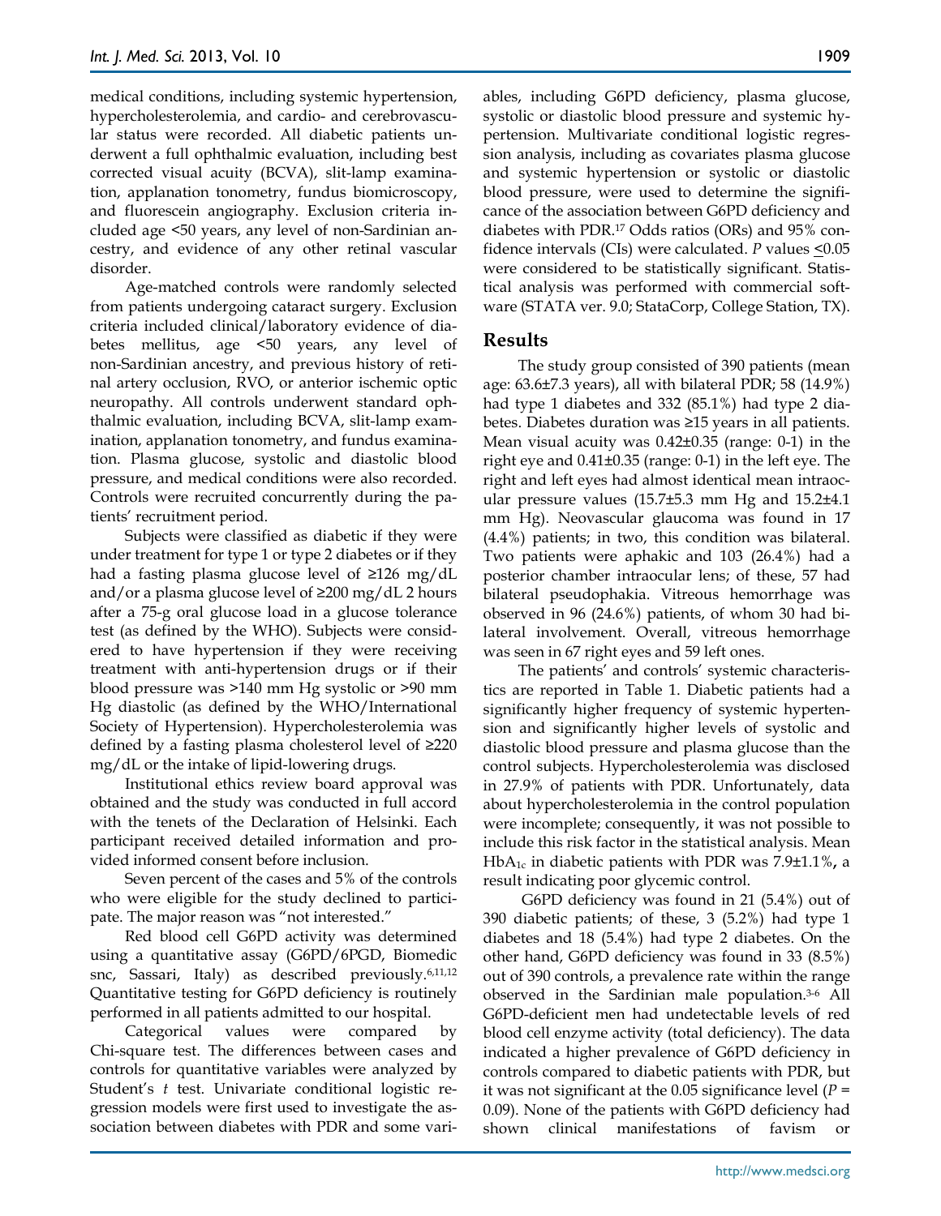medical conditions, including systemic hypertension, hypercholesterolemia, and cardio- and cerebrovascular status were recorded. All diabetic patients underwent a full ophthalmic evaluation, including best corrected visual acuity (BCVA), slit-lamp examination, applanation tonometry, fundus biomicroscopy, and fluorescein angiography. Exclusion criteria included age <50 years, any level of non-Sardinian ancestry, and evidence of any other retinal vascular disorder.

Age-matched controls were randomly selected from patients undergoing cataract surgery. Exclusion criteria included clinical/laboratory evidence of diabetes mellitus, age <50 years, any level of non-Sardinian ancestry, and previous history of retinal artery occlusion, RVO, or anterior ischemic optic neuropathy. All controls underwent standard ophthalmic evaluation, including BCVA, slit-lamp examination, applanation tonometry, and fundus examination. Plasma glucose, systolic and diastolic blood pressure, and medical conditions were also recorded. Controls were recruited concurrently during the patients' recruitment period.

Subjects were classified as diabetic if they were under treatment for type 1 or type 2 diabetes or if they had a fasting plasma glucose level of ≥126 mg/dL and/or a plasma glucose level of ≥200 mg/dL 2 hours after a 75-g oral glucose load in a glucose tolerance test (as defined by the WHO). Subjects were considered to have hypertension if they were receiving treatment with anti-hypertension drugs or if their blood pressure was >140 mm Hg systolic or >90 mm Hg diastolic (as defined by the WHO/International Society of Hypertension). Hypercholesterolemia was defined by a fasting plasma cholesterol level of ≥220 mg/dL or the intake of lipid-lowering drugs.

Institutional ethics review board approval was obtained and the study was conducted in full accord with the tenets of the Declaration of Helsinki. Each participant received detailed information and provided informed consent before inclusion.

Seven percent of the cases and 5% of the controls who were eligible for the study declined to participate. The major reason was "not interested."

Red blood cell G6PD activity was determined using a quantitative assay (G6PD/6PGD, Biomedic snc, Sassari, Italy) as described previously.[6,11,12] Quantitative testing for G6PD deficiency is routinely performed in all patients admitted to our hospital.

Categorical values were compared by Chi-square test. The differences between cases and controls for quantitative variables were analyzed by Student's *t* test. Univariate conditional logistic regression models were first used to investigate the association between diabetes with PDR and some variables, including G6PD deficiency, plasma glucose, systolic or diastolic blood pressure and systemic hypertension. Multivariate conditional logistic regression analysis, including as covariates plasma glucose and systemic hypertension or systolic or diastolic blood pressure, were used to determine the significance of the association between G6PD deficiency and diabetes with PDR.[17] Odds ratios (ORs) and 95% confidence intervals (CIs) were calculated. *P* values $\leq$0.05 were considered to be statistically significant. Statistical analysis was performed with commercial software (STATA ver. 9.0; StataCorp, College Station, TX).

## Results

The study group consisted of 390 patients (mean age: 63.6±7.3 years), all with bilateral PDR; 58 (14.9%) had type 1 diabetes and 332 (85.1%) had type 2 diabetes. Diabetes duration was ≥15 years in all patients. Mean visual acuity was 0.42±0.35 (range: 0-1) in the right eye and 0.41±0.35 (range: 0-1) in the left eye. The right and left eyes had almost identical mean intraocular pressure values (15.7±5.3 mm Hg and 15.2±4.1 mm Hg). Neovascular glaucoma was found in 17 (4.4%) patients; in two, this condition was bilateral. Two patients were aphakic and 103 (26.4%) had a posterior chamber intraocular lens; of these, 57 had bilateral pseudophakia. Vitreous hemorrhage was observed in 96 (24.6%) patients, of whom 30 had bilateral involvement. Overall, vitreous hemorrhage was seen in 67 right eyes and 59 left ones.

The patients' and controls' systemic characteristics are reported in Table 1. Diabetic patients had a significantly higher frequency of systemic hypertension and significantly higher levels of systolic and diastolic blood pressure and plasma glucose than the control subjects. Hypercholesterolemia was disclosed in 27.9% of patients with PDR. Unfortunately, data about hypercholesterolemia in the control population were incomplete; consequently, it was not possible to include this risk factor in the statistical analysis. Mean $HbA_{1c}$ in diabetic patients with PDR was 7.9±1.1%, a result indicating poor glycemic control.

G6PD deficiency was found in 21 (5.4%) out of 390 diabetic patients; of these, 3 (5.2%) had type 1 diabetes and 18 (5.4%) had type 2 diabetes. On the other hand, G6PD deficiency was found in 33 (8.5%) out of 390 controls, a prevalence rate within the range observed in the Sardinian male population.[3-6] All G6PD-deficient men had undetectable levels of red blood cell enzyme activity (total deficiency). The data indicated a higher prevalence of G6PD deficiency in controls compared to diabetic patients with PDR, but it was not significant at the 0.05 significance level (*P* = 0.09). None of the patients with G6PD deficiency had shown clinical manifestations of favism or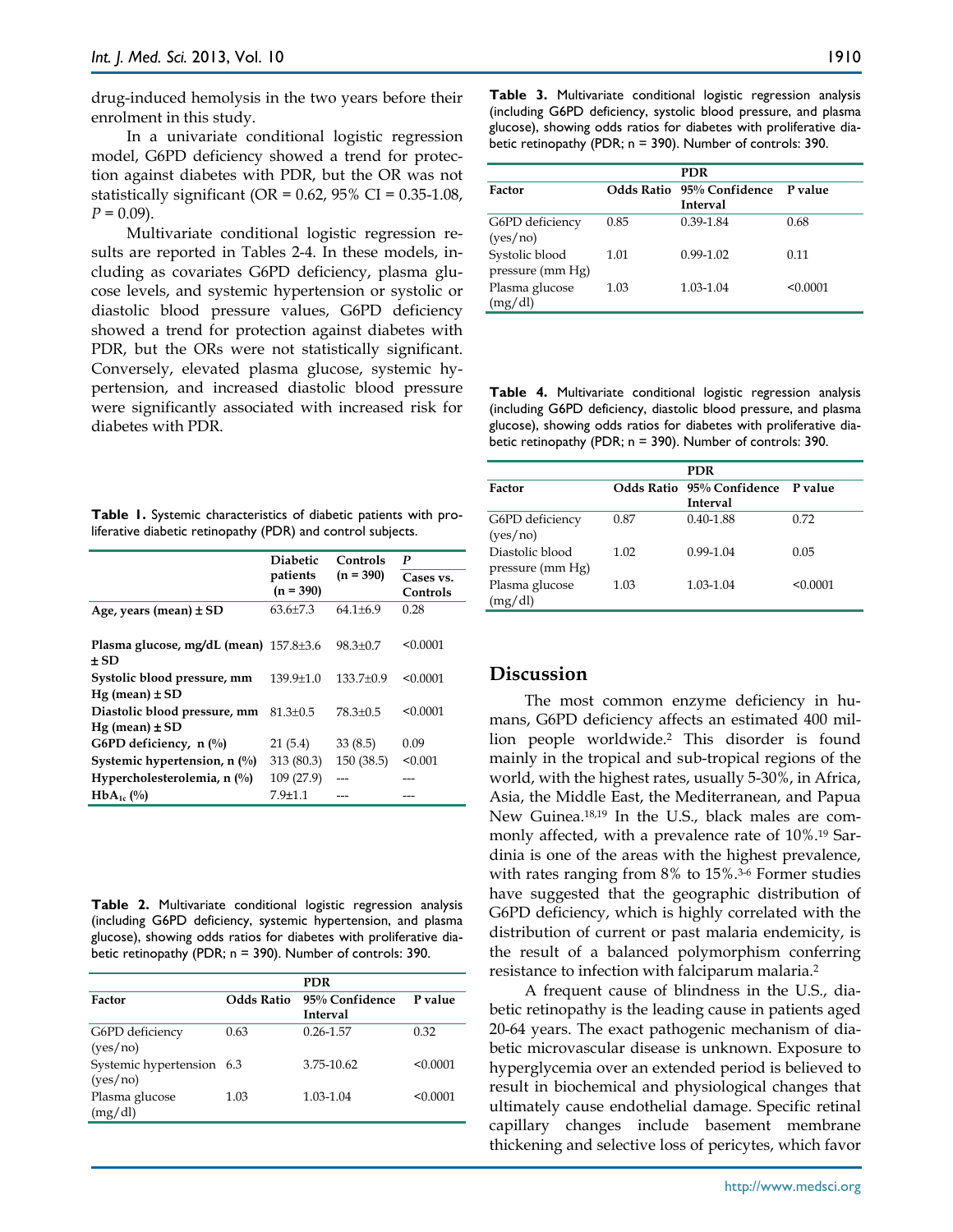drug-induced hemolysis in the two years before their enrolment in this study.

In a univariate conditional logistic regression model, G6PD deficiency showed a trend for protection against diabetes with PDR, but the OR was not statistically significant (OR = 0.62, 95% CI = 0.35-1.08, *P* = 0.09).

Multivariate conditional logistic regression results are reported in Tables 2-4. In these models, including as covariates G6PD deficiency, plasma glucose levels, and systemic hypertension or systolic or diastolic blood pressure values, G6PD deficiency showed a trend for protection against diabetes with PDR, but the ORs were not statistically significant. Conversely, elevated plasma glucose, systemic hypertension, and increased diastolic blood pressure were significantly associated with increased risk for diabetes with PDR.

**Table 1.** Systemic characteristics of diabetic patients with proliferative diabetic retinopathy (PDR) and control subjects.

| | Diabetic patients (n = 390) | Controls (n = 390) | *P* Cases vs. Controls |
|---|---|---|---|
| **Age, years (mean) ± SD** | 63.6±7.3 | 64.1±6.9 | 0.28 |
| **Plasma glucose, mg/dL (mean) ± SD** | 157.8±3.6 | 98.3±0.7 | <0.0001 |
| **Systolic blood pressure, mm Hg (mean) ± SD** | 139.9±1.0 | 133.7±0.9 | <0.0001 |
| **Diastolic blood pressure, mm Hg (mean) ± SD** | 81.3±0.5 | 78.3±0.5 | <0.0001 |
| **G6PD deficiency, n (%)** | 21 (5.4) | 33 (8.5) | 0.09 |
| **Systemic hypertension, n (%)** | 313 (80.3) | 150 (38.5) | <0.001 |
| **Hypercholesterolemia, n (%)** | 109 (27.9) | --- | --- |
| **$HbA_{1c}$ (%)** | 7.9±1.1 | --- | --- |

**Table 2.** Multivariate conditional logistic regression analysis (including G6PD deficiency, systemic hypertension, and plasma glucose), showing odds ratios for diabetes with proliferative diabetic retinopathy (PDR; n = 390). Number of controls: 390.

| | PDR | | |
|---|---|---|---|
| **Factor** | **Odds Ratio** | **95% Confidence Interval** | **P value** |
| G6PD deficiency (yes/no) | 0.63 | 0.26-1.57 | 0.32 |
| Systemic hypertension (yes/no) | 6.3 | 3.75-10.62 | <0.0001 |
| Plasma glucose (mg/dl) | 1.03 | 1.03-1.04 | <0.0001 |

**Table 3.** Multivariate conditional logistic regression analysis (including G6PD deficiency, systolic blood pressure, and plasma glucose), showing odds ratios for diabetes with proliferative diabetic retinopathy (PDR; n = 390). Number of controls: 390.

| | PDR | | |
|---|---|---|---|
| **Factor** | **Odds Ratio** | **95% Confidence Interval** | **P value** |
| G6PD deficiency (yes/no) | 0.85 | 0.39-1.84 | 0.68 |
| Systolic blood pressure (mm Hg) | 1.01 | 0.99-1.02 | 0.11 |
| Plasma glucose (mg/dl) | 1.03 | 1.03-1.04 | <0.0001 |

**Table 4.** Multivariate conditional logistic regression analysis (including G6PD deficiency, diastolic blood pressure, and plasma glucose), showing odds ratios for diabetes with proliferative diabetic retinopathy (PDR; n = 390). Number of controls: 390.

| | PDR | | |
|---|---|---|---|
| **Factor** | **Odds Ratio** | **95% Confidence Interval** | **P value** |
| G6PD deficiency (yes/no) | 0.87 | 0.40-1.88 | 0.72 |
| Diastolic blood pressure (mm Hg) | 1.02 | 0.99-1.04 | 0.05 |
| Plasma glucose (mg/dl) | 1.03 | 1.03-1.04 | <0.0001 |

## Discussion

The most common enzyme deficiency in humans, G6PD deficiency affects an estimated 400 million people worldwide.[2] This disorder is found mainly in the tropical and sub-tropical regions of the world, with the highest rates, usually 5-30%, in Africa, Asia, the Middle East, the Mediterranean, and Papua New Guinea.[18,19] In the U.S., black males are commonly affected, with a prevalence rate of 10%.[19] Sardinia is one of the areas with the highest prevalence, with rates ranging from 8% to 15%.[3-6] Former studies have suggested that the geographic distribution of G6PD deficiency, which is highly correlated with the distribution of current or past malaria endemicity, is the result of a balanced polymorphism conferring resistance to infection with falciparum malaria.[2]

A frequent cause of blindness in the U.S., diabetic retinopathy is the leading cause in patients aged 20-64 years. The exact pathogenic mechanism of diabetic microvascular disease is unknown. Exposure to hyperglycemia over an extended period is believed to result in biochemical and physiological changes that ultimately cause endothelial damage. Specific retinal capillary changes include basement membrane thickening and selective loss of pericytes, which favor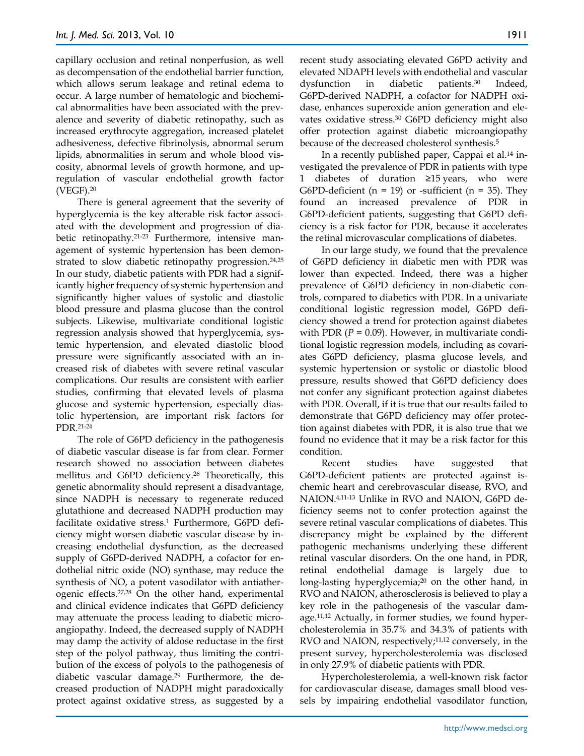capillary occlusion and retinal nonperfusion, as well as decompensation of the endothelial barrier function, which allows serum leakage and retinal edema to occur. A large number of hematologic and biochemical abnormalities have been associated with the prevalence and severity of diabetic retinopathy, such as increased erythrocyte aggregation, increased platelet adhesiveness, defective fibrinolysis, abnormal serum lipids, abnormalities in serum and whole blood viscosity, abnormal levels of growth hormone, and up-regulation of vascular endothelial growth factor (VEGF).[20]

There is general agreement that the severity of hyperglycemia is the key alterable risk factor associated with the development and progression of diabetic retinopathy.[21-23] Furthermore, intensive management of systemic hypertension has been demonstrated to slow diabetic retinopathy progression.[24,25] In our study, diabetic patients with PDR had a significantly higher frequency of systemic hypertension and significantly higher values of systolic and diastolic blood pressure and plasma glucose than the control subjects. Likewise, multivariate conditional logistic regression analysis showed that hyperglycemia, systemic hypertension, and elevated diastolic blood pressure were significantly associated with an increased risk of diabetes with severe retinal vascular complications. Our results are consistent with earlier studies, confirming that elevated levels of plasma glucose and systemic hypertension, especially diastolic hypertension, are important risk factors for PDR.[21-24]

The role of G6PD deficiency in the pathogenesis of diabetic vascular disease is far from clear. Former research showed no association between diabetes mellitus and G6PD deficiency.[26] Theoretically, this genetic abnormality should represent a disadvantage, since NADPH is necessary to regenerate reduced glutathione and decreased NADPH production may facilitate oxidative stress.[1] Furthermore, G6PD deficiency might worsen diabetic vascular disease by increasing endothelial dysfunction, as the decreased supply of G6PD-derived NADPH, a cofactor for endothelial nitric oxide (NO) synthase, may reduce the synthesis of NO, a potent vasodilator with antiatherogenic effects.[27,28] On the other hand, experimental and clinical evidence indicates that G6PD deficiency may attenuate the process leading to diabetic microangiopathy. Indeed, the decreased supply of NADPH may damp the activity of aldose reductase in the first step of the polyol pathway, thus limiting the contribution of the excess of polyols to the pathogenesis of diabetic vascular damage.[29] Furthermore, the decreased production of NADPH might paradoxically protect against oxidative stress, as suggested by a recent study associating elevated G6PD activity and elevated NDAPH levels with endothelial and vascular dysfunction in diabetic patients.[30] Indeed, G6PD-derived NADPH, a cofactor for NADPH oxidase, enhances superoxide anion generation and elevates oxidative stress.[30] G6PD deficiency might also offer protection against diabetic microangiopathy because of the decreased cholesterol synthesis.[5]

In a recently published paper, Cappai et al.[14] investigated the prevalence of PDR in patients with type 1 diabetes of duration ≥15 years, who were G6PD-deficient (n = 19) or -sufficient (n = 35). They found an increased prevalence of PDR in G6PD-deficient patients, suggesting that G6PD deficiency is a risk factor for PDR, because it accelerates the retinal microvascular complications of diabetes.

In our large study, we found that the prevalence of G6PD deficiency in diabetic men with PDR was lower than expected. Indeed, there was a higher prevalence of G6PD deficiency in non-diabetic controls, compared to diabetics with PDR. In a univariate conditional logistic regression model, G6PD deficiency showed a trend for protection against diabetes with PDR ($P = 0.09$). However, in multivariate conditional logistic regression models, including as covariates G6PD deficiency, plasma glucose levels, and systemic hypertension or systolic or diastolic blood pressure, results showed that G6PD deficiency does not confer any significant protection against diabetes with PDR. Overall, if it is true that our results failed to demonstrate that G6PD deficiency may offer protection against diabetes with PDR, it is also true that we found no evidence that it may be a risk factor for this condition.

Recent studies have suggested that G6PD-deficient patients are protected against ischemic heart and cerebrovascular disease, RVO, and NAION.[4,11-13] Unlike in RVO and NAION, G6PD deficiency seems not to confer protection against the severe retinal vascular complications of diabetes. This discrepancy might be explained by the different pathogenic mechanisms underlying these different retinal vascular disorders. On the one hand, in PDR, retinal endothelial damage is largely due to long-lasting hyperglycemia;[20] on the other hand, in RVO and NAION, atherosclerosis is believed to play a key role in the pathogenesis of the vascular damage.[11,12] Actually, in former studies, we found hypercholesterolemia in 35.7% and 34.3% of patients with RVO and NAION, respectively;[11,12] conversely, in the present survey, hypercholesterolemia was disclosed in only 27.9% of diabetic patients with PDR.

Hypercholesterolemia, a well-known risk factor for cardiovascular disease, damages small blood vessels by impairing endothelial vasodilator function,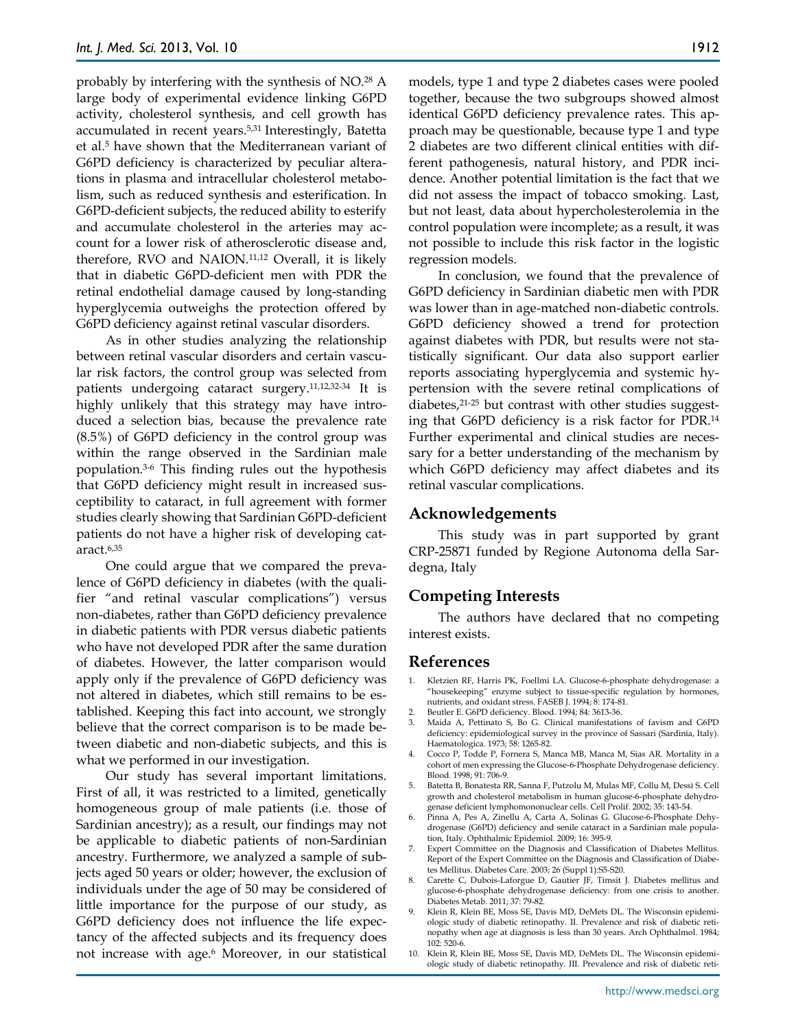probably by interfering with the synthesis of NO.[28] A large body of experimental evidence linking G6PD activity, cholesterol synthesis, and cell growth has accumulated in recent years.[5,31] Interestingly, Batetta et al.[5] have shown that the Mediterranean variant of G6PD deficiency is characterized by peculiar alterations in plasma and intracellular cholesterol metabolism, such as reduced synthesis and esterification. In G6PD-deficient subjects, the reduced ability to esterify and accumulate cholesterol in the arteries may account for a lower risk of atherosclerotic disease and, therefore, RVO and NAION.[11,12] Overall, it is likely that in diabetic G6PD-deficient men with PDR the retinal endothelial damage caused by long-standing hyperglycemia outweighs the protection offered by G6PD deficiency against retinal vascular disorders.

As in other studies analyzing the relationship between retinal vascular disorders and certain vascular risk factors, the control group was selected from patients undergoing cataract surgery.[11,12,32-34] It is highly unlikely that this strategy may have introduced a selection bias, because the prevalence rate (8.5%) of G6PD deficiency in the control group was within the range observed in the Sardinian male population.[3-6] This finding rules out the hypothesis that G6PD deficiency might result in increased susceptibility to cataract, in full agreement with former studies clearly showing that Sardinian G6PD-deficient patients do not have a higher risk of developing cataract.[6,35]

One could argue that we compared the prevalence of G6PD deficiency in diabetes (with the qualifier "and retinal vascular complications") versus non-diabetes, rather than G6PD deficiency prevalence in diabetic patients with PDR versus diabetic patients who have not developed PDR after the same duration of diabetes. However, the latter comparison would apply only if the prevalence of G6PD deficiency was not altered in diabetes, which still remains to be established. Keeping this fact into account, we strongly believe that the correct comparison is to be made between diabetic and non-diabetic subjects, and this is what we performed in our investigation.

Our study has several important limitations. First of all, it was restricted to a limited, genetically homogeneous group of male patients (i.e. those of Sardinian ancestry); as a result, our findings may not be applicable to diabetic patients of non-Sardinian ancestry. Furthermore, we analyzed a sample of subjects aged 50 years or older; however, the exclusion of individuals under the age of 50 may be considered of little importance for the purpose of our study, as G6PD deficiency does not influence the life expectancy of the affected subjects and its frequency does not increase with age.[6] Moreover, in our statistical models, type 1 and type 2 diabetes cases were pooled together, because the two subgroups showed almost identical G6PD deficiency prevalence rates. This approach may be questionable, because type 1 and type 2 diabetes are two different clinical entities with different pathogenesis, natural history, and PDR incidence. Another potential limitation is the fact that we did not assess the impact of tobacco smoking. Last, but not least, data about hypercholesterolemia in the control population were incomplete; as a result, it was not possible to include this risk factor in the logistic regression models.

In conclusion, we found that the prevalence of G6PD deficiency in Sardinian diabetic men with PDR was lower than in age-matched non-diabetic controls. G6PD deficiency showed a trend for protection against diabetes with PDR, but results were not statistically significant. Our data also support earlier reports associating hyperglycemia and systemic hypertension with the severe retinal complications of diabetes,[21-25] but contrast with other studies suggesting that G6PD deficiency is a risk factor for PDR.[14] Further experimental and clinical studies are necessary for a better understanding of the mechanism by which G6PD deficiency may affect diabetes and its retinal vascular complications.

## Acknowledgements

This study was in part supported by grant CRP-25871 funded by Regione Autonoma della Sardegna, Italy

## Competing Interests

The authors have declared that no competing interest exists.

## References

1. Kletzien RF, Harris PK, Foellmi LA. Glucose-6-phosphate dehydrogenase: a "housekeeping" enzyme subject to tissue-specific regulation by hormones, nutrients, and oxidant stress. FASEB J. 1994; 8: 174-81.
2. Beutler E. G6PD deficiency. Blood. 1994; 84: 3613-36.
3. Maida A, Pettinato S, Bo G. Clinical manifestations of favism and G6PD deficiency: epidemiological survey in the province of Sassari (Sardinia, Italy). Haematologica. 1973; 58: 1265-82.
4. Cocco P, Todde P, Fornera S, Manca MB, Manca M, Sias AR. Mortality in a cohort of men expressing the Glucose-6-Phosphate Dehydrogenase deficiency. Blood. 1998; 91: 706-9.
5. Batetta B, Bonatesta RR, Sanna F, Putzolu M, Mulas MF, Collu M, Dessì S. Cell growth and cholesterol metabolism in human glucose-6-phosphate dehydrogenase deficient lymphomononuclear cells. Cell Prolif. 2002; 35: 143-54.
6. Pinna A, Pes A, Zinellu A, Carta A, Solinas G. Glucose-6-Phosphate Dehydrogenase (G6PD) deficiency and senile cataract in a Sardinian male population, Italy. Ophthalmic Epidemiol. 2009; 16: 395-9.
7. Expert Committee on the Diagnosis and Classification of Diabetes Mellitus. Report of the Expert Committee on the Diagnosis and Classification of Diabetes Mellitus. Diabetes Care. 2003; 26 (Suppl 1):S5-S20.
8. Carette C, Dubois-Laforgue D, Gautier JF, Timsit J. Diabetes mellitus and glucose-6-phosphate dehydrogenase deficiency: from one crisis to another. Diabetes Metab. 2011; 37: 79-82.
9. Klein R, Klein BE, Moss SE, Davis MD, DeMets DL. The Wisconsin epidemiologic study of diabetic retinopathy. II. Prevalence and risk of diabetic retinopathy when age at diagnosis is less than 30 years. Arch Ophthalmol. 1984; 102: 520-6.
10. Klein R, Klein BE, Moss SE, Davis MD, DeMets DL. The Wisconsin epidemiologic study of diabetic retinopathy. III. Prevalence and risk of diabetic reti-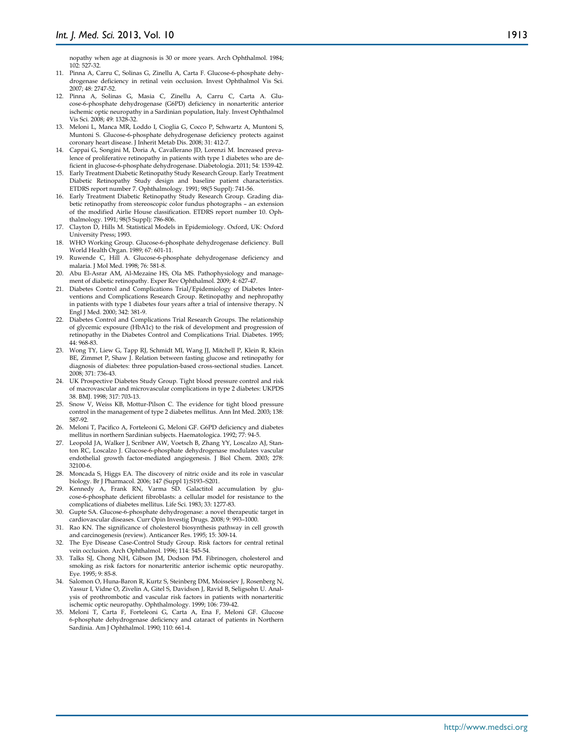nopathy when age at diagnosis is 30 or more years. Arch Ophthalmol. 1984; 102: 527-32.

11. Pinna A, Carru C, Solinas G, Zinellu A, Carta F. Glucose-6-phosphate dehydrogenase deficiency in retinal vein occlusion. Invest Ophthalmol Vis Sci. 2007; 48: 2747-52.
12. Pinna A, Solinas G, Masia C, Zinellu A, Carru C, Carta A. Glucose-6-phosphate dehydrogenase (G6PD) deficiency in nonarteritic anterior ischemic optic neuropathy in a Sardinian population, Italy. Invest Ophthalmol Vis Sci. 2008; 49: 1328-32.
13. Meloni L, Manca MR, Loddo I, Cioglia G, Cocco P, Schwartz A, Muntoni S, Muntoni S. Glucose-6-phosphate dehydrogenase deficiency protects against coronary heart disease. J Inherit Metab Dis. 2008; 31: 412-7.
14. Cappai G, Songini M, Doria A, Cavallerano JD, Lorenzi M. Increased prevalence of proliferative retinopathy in patients with type 1 diabetes who are deficient in glucose-6-phosphate dehydrogenase. Diabetologia. 2011; 54: 1539-42.
15. Early Treatment Diabetic Retinopathy Study Research Group. Early Treatment Diabetic Retinopathy Study design and baseline patient characteristics. ETDRS report number 7. Ophthalmology. 1991; 98(5 Suppl): 741-56.
16. Early Treatment Diabetic Retinopathy Study Research Group. Grading diabetic retinopathy from stereoscopic color fundus photographs – an extension of the modified Airlie House classification. ETDRS report number 10. Ophthalmology. 1991; 98(5 Suppl): 786-806.
17. Clayton D, Hills M. Statistical Models in Epidemiology. Oxford, UK: Oxford University Press; 1993.
18. WHO Working Group. Glucose-6-phosphate dehydrogenase deficiency. Bull World Health Organ. 1989; 67: 601-11.
19. Ruwende C, Hill A. Glucose-6-phosphate dehydrogenase deficiency and malaria. J Mol Med. 1998; 76: 581-8.
20. Abu El-Asrar AM, Al-Mezaine HS, Ola MS. Pathophysiology and management of diabetic retinopathy. Exper Rev Ophthalmol. 2009; 4: 627-47.
21. Diabetes Control and Complications Trial/Epidemiology of Diabetes Interventions and Complications Research Group. Retinopathy and nephropathy in patients with type 1 diabetes four years after a trial of intensive therapy. N Engl J Med. 2000; 342: 381-9.
22. Diabetes Control and Complications Trial Research Groups. The relationship of glycemic exposure (HbA1c) to the risk of development and progression of retinopathy in the Diabetes Control and Complications Trial. Diabetes. 1995; 44: 968-83.
23. Wong TY, Liew G, Tapp RJ, Schmidt MI, Wang JJ, Mitchell P, Klein R, Klein BE, Zimmet P, Shaw J. Relation between fasting glucose and retinopathy for diagnosis of diabetes: three population-based cross-sectional studies. Lancet. 2008; 371: 736-43.
24. UK Prospective Diabetes Study Group. Tight blood pressure control and risk of macrovascular and microvascular complications in type 2 diabetes: UKPDS 38. BMJ. 1998; 317: 703-13.
25. Snow V, Weiss KB, Mottur-Pilson C. The evidence for tight blood pressure control in the management of type 2 diabetes mellitus. Ann Int Med. 2003; 138: 587-92.
26. Meloni T, Pacifico A, Forteleoni G, Meloni GF. G6PD deficiency and diabetes mellitus in northern Sardinian subjects. Haematologica. 1992; 77: 94-5.
27. Leopold JA, Walker J, Scribner AW, Voetsch B, Zhang YY, Loscalzo AJ, Stanton RC, Loscalzo J. Glucose-6-phosphate dehydrogenase modulates vascular endothelial growth factor-mediated angiogenesis. J Biol Chem. 2003; 278: 32100-6.
28. Moncada S, Higgs EA. The discovery of nitric oxide and its role in vascular biology. Br J Pharmacol. 2006; 147 (Suppl 1):S193–S201.
29. Kennedy A, Frank RN, Varma SD. Galactitol accumulation by glucose-6-phosphate deficient fibroblasts: a cellular model for resistance to the complications of diabetes mellitus. Life Sci. 1983; 33: 1277-83.
30. Gupte SA. Glucose-6-phosphate dehydrogenase: a novel therapeutic target in cardiovascular diseases. Curr Opin Investig Drugs. 2008; 9: 993–1000.
31. Rao KN. The significance of cholesterol biosynthesis pathway in cell growth and carcinogenesis (review). Anticancer Res. 1995; 15: 309-14.
32. The Eye Disease Case-Control Study Group. Risk factors for central retinal vein occlusion. Arch Ophthalmol. 1996; 114: 545-54.
33. Talks SJ, Chong NH, Gibson JM, Dodson PM. Fibrinogen, cholesterol and smoking as risk factors for nonarteritic anterior ischemic optic neuropathy. Eye. 1995; 9: 85-8.
34. Salomon O, Huna-Baron R, Kurtz S, Steinberg DM, Moisseiev J, Rosenberg N, Yassur I, Vidne O, Zivelin A, Gitel S, Davidson J, Ravid B, Seligsohn U. Analysis of prothrombotic and vascular risk factors in patients with nonarteritic ischemic optic neuropathy. Ophthalmology. 1999; 106: 739-42.
35. Meloni T, Carta F, Forteleoni G, Carta A, Ena F, Meloni GF. Glucose 6-phosphate dehydrogenase deficiency and cataract of patients in Northern Sardinia. Am J Ophthalmol. 1990; 110: 661-4.